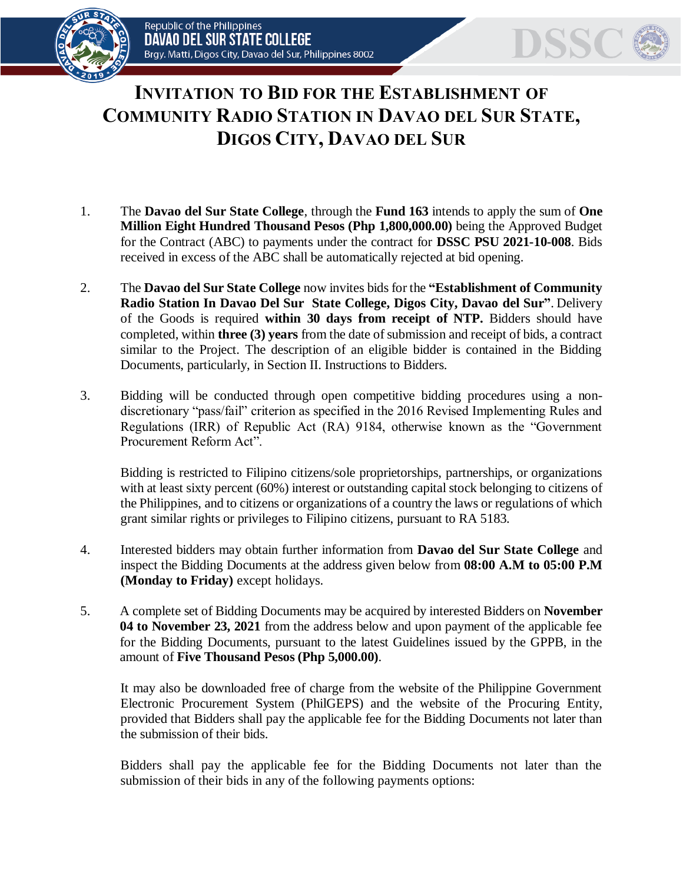# Invitation to Bid for the Establishment of Community Radio Station in Davao del Sur State, Digos City, Davao del Sur

1. The **Davao del Sur State College**, through the **Fund 163** intends to apply the sum of **One Million Eight Hundred Thousand Pesos (Php 1,800,000.00)** being the Approved Budget for the Contract (ABC) to payments under the contract for **DSSC PSU 2021-10-008**. Bids received in excess of the ABC shall be automatically rejected at bid opening.

2. The **Davao del Sur State College** now invites bids for the **"Establishment of Community Radio Station In Davao Del Sur State College, Digos City, Davao del Sur"**. Delivery of the Goods is required **within 30 days from receipt of NTP.** Bidders should have completed, within **three (3) years** from the date of submission and receipt of bids, a contract similar to the Project. The description of an eligible bidder is contained in the Bidding Documents, particularly, in Section II. Instructions to Bidders.

3. Bidding will be conducted through open competitive bidding procedures using a non-discretionary "pass/fail" criterion as specified in the 2016 Revised Implementing Rules and Regulations (IRR) of Republic Act (RA) 9184, otherwise known as the "Government Procurement Reform Act".

   Bidding is restricted to Filipino citizens/sole proprietorships, partnerships, or organizations with at least sixty percent (60%) interest or outstanding capital stock belonging to citizens of the Philippines, and to citizens or organizations of a country the laws or regulations of which grant similar rights or privileges to Filipino citizens, pursuant to RA 5183.

4. Interested bidders may obtain further information from **Davao del Sur State College** and inspect the Bidding Documents at the address given below from **08:00 A.M to 05:00 P.M (Monday to Friday)** except holidays.

5. A complete set of Bidding Documents may be acquired by interested Bidders on **November 04 to November 23, 2021** from the address below and upon payment of the applicable fee for the Bidding Documents, pursuant to the latest Guidelines issued by the GPPB, in the amount of **Five Thousand Pesos (Php 5,000.00)**.

   It may also be downloaded free of charge from the website of the Philippine Government Electronic Procurement System (PhilGEPS) and the website of the Procuring Entity, provided that Bidders shall pay the applicable fee for the Bidding Documents not later than the submission of their bids.

   Bidders shall pay the applicable fee for the Bidding Documents not later than the submission of their bids in any of the following payments options: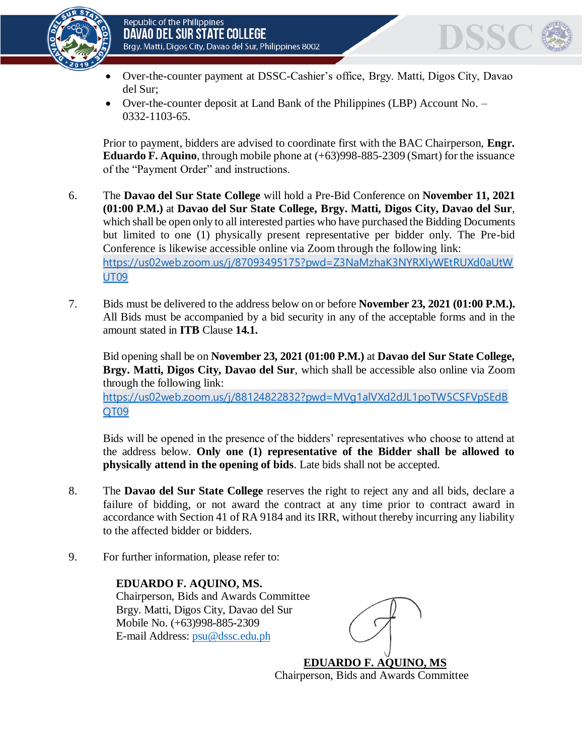- Over-the-counter payment at DSSC-Cashier's office, Brgy. Matti, Digos City, Davao del Sur;
- Over-the-counter deposit at Land Bank of the Philippines (LBP) Account No. – 0332-1103-65.

Prior to payment, bidders are advised to coordinate first with the BAC Chairperson, **Engr. Eduardo F. Aquino**, through mobile phone at (+63)998-885-2309 (Smart) for the issuance of the "Payment Order" and instructions.

6. The **Davao del Sur State College** will hold a Pre-Bid Conference on **November 11, 2021 (01:00 P.M.)** at **Davao del Sur State College, Brgy. Matti, Digos City, Davao del Sur**, which shall be open only to all interested parties who have purchased the Bidding Documents but limited to one (1) physically present representative per bidder only. The Pre-bid Conference is likewise accessible online via Zoom through the following link: https://us02web.zoom.us/j/87093495175?pwd=Z3NaMzhaK3NYRXlyWEtRUXd0aUtWUT09

7. Bids must be delivered to the address below on or before **November 23, 2021 (01:00 P.M.).** All Bids must be accompanied by a bid security in any of the acceptable forms and in the amount stated in **ITB** Clause **14.1.**

   Bid opening shall be on **November 23, 2021 (01:00 P.M.)** at **Davao del Sur State College, Brgy. Matti, Digos City, Davao del Sur**, which shall be accessible also online via Zoom through the following link: https://us02web.zoom.us/j/88124822832?pwd=MVg1alVXd2dJL1poTW5CSFVpSEdBQT09

   Bids will be opened in the presence of the bidders' representatives who choose to attend at the address below. **Only one (1) representative of the Bidder shall be allowed to physically attend in the opening of bids**. Late bids shall not be accepted.

8. The **Davao del Sur State College** reserves the right to reject any and all bids, declare a failure of bidding, or not award the contract at any time prior to contract award in accordance with Section 41 of RA 9184 and its IRR, without thereby incurring any liability to the affected bidder or bidders.

9. For further information, please refer to:

   **EDUARDO F. AQUINO, MS.**
   Chairperson, Bids and Awards Committee
   Brgy. Matti, Digos City, Davao del Sur
   Mobile No. (+63)998-885-2309
   E-mail Address: psu@dssc.edu.ph

**EDUARDO F. AQUINO, MS**
Chairperson, Bids and Awards Committee